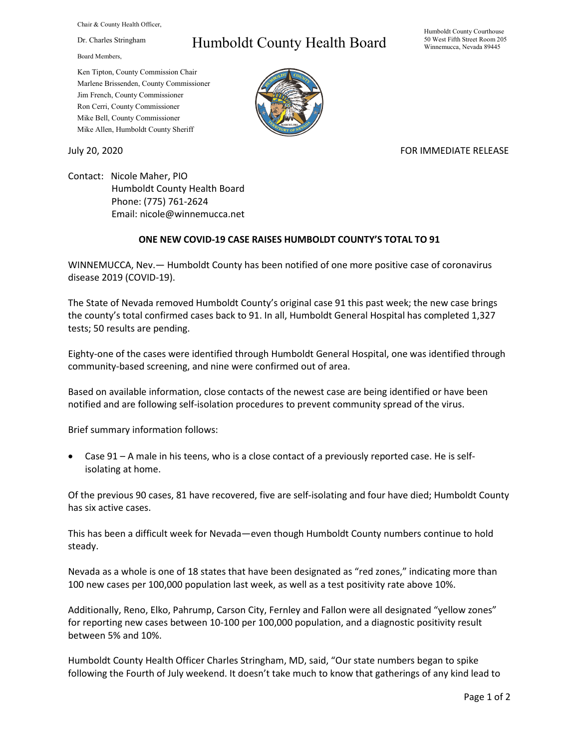Chair & County Health Officer,

Dr. Charles Stringham

# Humboldt County Health Board

Humboldt County Courthouse
50 West Fifth Street Room 205
Winnemucca, Nevada 89445

Board Members,

Ken Tipton, County Commission Chair
Marlene Brissenden, County Commissioner
Jim French, County Commissioner
Ron Cerri, County Commissioner
Mike Bell, County Commissioner
Mike Allen, Humboldt County Sheriff

July 20, 2020

FOR IMMEDIATE RELEASE

Contact: Nicole Maher, PIO
Humboldt County Health Board
Phone: (775) 761-2624
Email: nicole@winnemucca.net

**ONE NEW COVID-19 CASE RAISES HUMBOLDT COUNTY'S TOTAL TO 91**

WINNEMUCCA, Nev.— Humboldt County has been notified of one more positive case of coronavirus disease 2019 (COVID-19).

The State of Nevada removed Humboldt County's original case 91 this past week; the new case brings the county's total confirmed cases back to 91. In all, Humboldt General Hospital has completed 1,327 tests; 50 results are pending.

Eighty-one of the cases were identified through Humboldt General Hospital, one was identified through community-based screening, and nine were confirmed out of area.

Based on available information, close contacts of the newest case are being identified or have been notified and are following self-isolation procedures to prevent community spread of the virus.

Brief summary information follows:

- Case 91 – A male in his teens, who is a close contact of a previously reported case. He is self-isolating at home.

Of the previous 90 cases, 81 have recovered, five are self-isolating and four have died; Humboldt County has six active cases.

This has been a difficult week for Nevada—even though Humboldt County numbers continue to hold steady.

Nevada as a whole is one of 18 states that have been designated as "red zones," indicating more than 100 new cases per 100,000 population last week, as well as a test positivity rate above 10%.

Additionally, Reno, Elko, Pahrump, Carson City, Fernley and Fallon were all designated "yellow zones" for reporting new cases between 10-100 per 100,000 population, and a diagnostic positivity result between 5% and 10%.

Humboldt County Health Officer Charles Stringham, MD, said, "Our state numbers began to spike following the Fourth of July weekend. It doesn't take much to know that gatherings of any kind lead to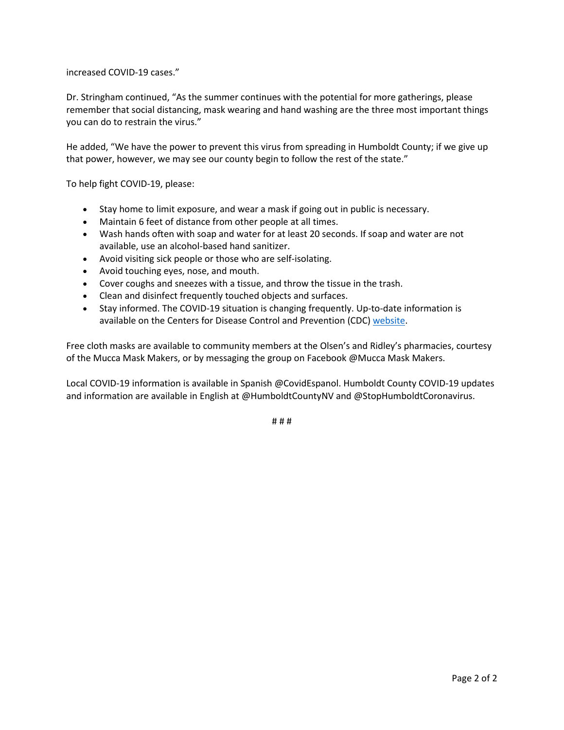increased COVID-19 cases."

Dr. Stringham continued, "As the summer continues with the potential for more gatherings, please remember that social distancing, mask wearing and hand washing are the three most important things you can do to restrain the virus."

He added, "We have the power to prevent this virus from spreading in Humboldt County; if we give up that power, however, we may see our county begin to follow the rest of the state."

To help fight COVID-19, please:

- Stay home to limit exposure, and wear a mask if going out in public is necessary.
- Maintain 6 feet of distance from other people at all times.
- Wash hands often with soap and water for at least 20 seconds. If soap and water are not available, use an alcohol-based hand sanitizer.
- Avoid visiting sick people or those who are self-isolating.
- Avoid touching eyes, nose, and mouth.
- Cover coughs and sneezes with a tissue, and throw the tissue in the trash.
- Clean and disinfect frequently touched objects and surfaces.
- Stay informed. The COVID-19 situation is changing frequently. Up-to-date information is available on the Centers for Disease Control and Prevention (CDC) website.

Free cloth masks are available to community members at the Olsen's and Ridley's pharmacies, courtesy of the Mucca Mask Makers, or by messaging the group on Facebook @Mucca Mask Makers.

Local COVID-19 information is available in Spanish @CovidEspanol. Humboldt County COVID-19 updates and information are available in English at @HumboldtCountyNV and @StopHumboldtCoronavirus.

# # #